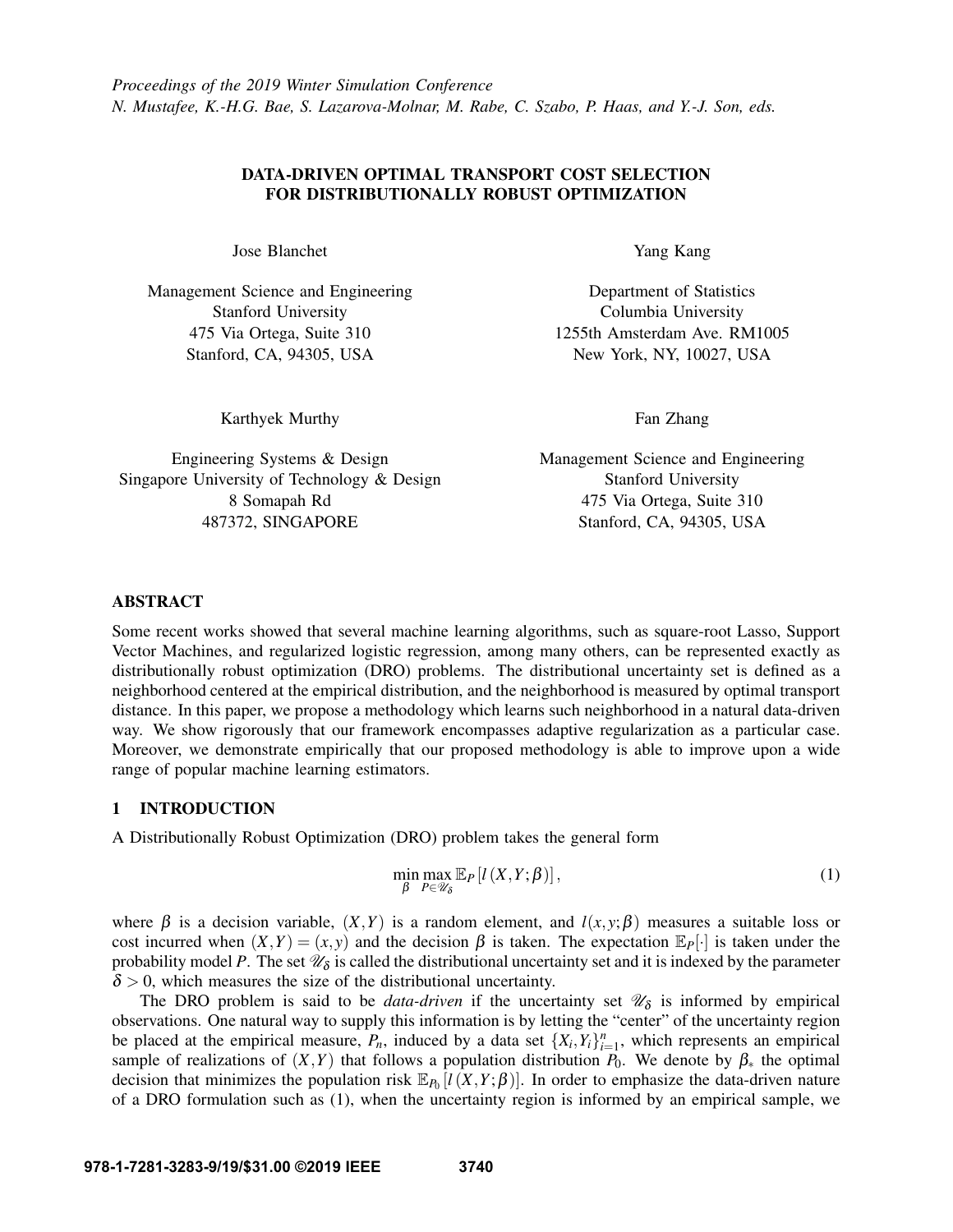*Proceedings of the 2019 Winter Simulation Conference*
*N. Mustafee, K.-H.G. Bae, S. Lazarova-Molnar, M. Rabe, C. Szabo, P. Haas, and Y.-J. Son, eds.*

# DATA-DRIVEN OPTIMAL TRANSPORT COST SELECTION FOR DISTRIBUTIONALLY ROBUST OPTIMIZATION

Jose Blanchet

Management Science and Engineering
Stanford University
475 Via Ortega, Suite 310
Stanford, CA, 94305, USA

Yang Kang

Department of Statistics
Columbia University
1255th Amsterdam Ave. RM1005
New York, NY, 10027, USA

Karthyek Murthy

Engineering Systems & Design
Singapore University of Technology & Design
8 Somapah Rd
487372, SINGAPORE

Fan Zhang

Management Science and Engineering
Stanford University
475 Via Ortega, Suite 310
Stanford, CA, 94305, USA

## ABSTRACT

Some recent works showed that several machine learning algorithms, such as square-root Lasso, Support Vector Machines, and regularized logistic regression, among many others, can be represented exactly as distributionally robust optimization (DRO) problems. The distributional uncertainty set is defined as a neighborhood centered at the empirical distribution, and the neighborhood is measured by optimal transport distance. In this paper, we propose a methodology which learns such neighborhood in a natural data-driven way. We show rigorously that our framework encompasses adaptive regularization as a particular case. Moreover, we demonstrate empirically that our proposed methodology is able to improve upon a wide range of popular machine learning estimators.

## 1 INTRODUCTION

A Distributionally Robust Optimization (DRO) problem takes the general form

$$\min_{\beta} \max_{P \in \mathscr{U}_\delta} \mathbb{E}_P \left[ l\left(X, Y; \beta\right) \right], \tag{1}$$

where $\beta$ is a decision variable, $(X,Y)$ is a random element, and $l(x,y;\beta)$ measures a suitable loss or cost incurred when $(X,Y) = (x,y)$ and the decision $\beta$ is taken. The expectation $\mathbb{E}_P[\cdot]$ is taken under the probability model $P$. The set $\mathscr{U}_\delta$ is called the distributional uncertainty set and it is indexed by the parameter $\delta > 0$, which measures the size of the distributional uncertainty.

The DRO problem is said to be *data-driven* if the uncertainty set $\mathscr{U}_\delta$ is informed by empirical observations. One natural way to supply this information is by letting the "center" of the uncertainty region be placed at the empirical measure, $P_n$, induced by a data set $\{X_i, Y_i\}_{i=1}^n$, which represents an empirical sample of realizations of $(X,Y)$ that follows a population distribution $P_0$. We denote by $\beta_*$ the optimal decision that minimizes the population risk $\mathbb{E}_{P_0}[l(X,Y;\beta)]$. In order to emphasize the data-driven nature of a DRO formulation such as (1), when the uncertainty region is informed by an empirical sample, we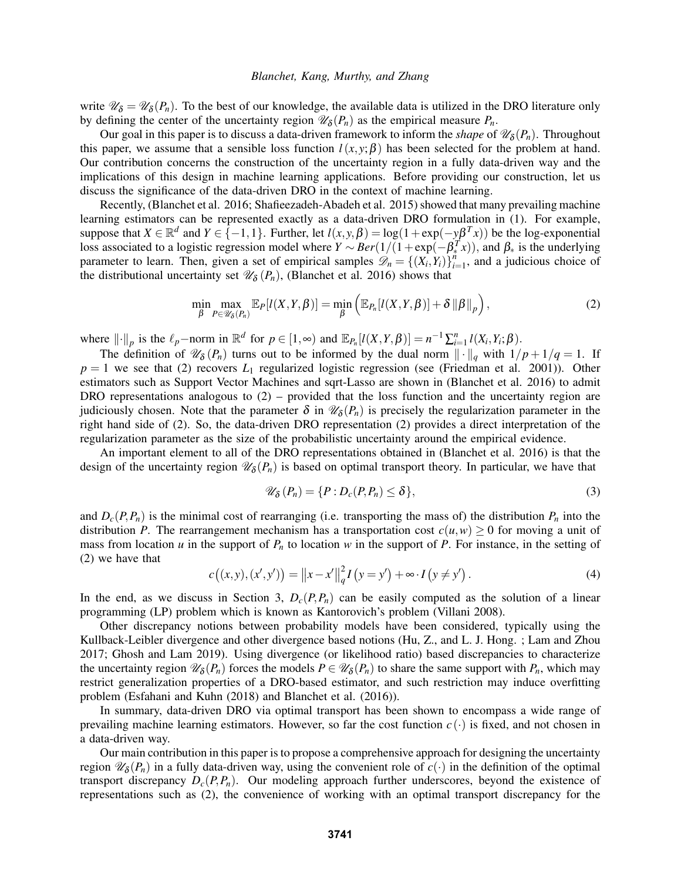write $\mathscr{U}_\delta = \mathscr{U}_\delta(P_n)$. To the best of our knowledge, the available data is utilized in the DRO literature only by defining the center of the uncertainty region $\mathscr{U}_\delta(P_n)$ as the empirical measure $P_n$.

Our goal in this paper is to discuss a data-driven framework to inform the *shape* of $\mathscr{U}_\delta(P_n)$. Throughout this paper, we assume that a sensible loss function $l(x,y;\beta)$ has been selected for the problem at hand. Our contribution concerns the construction of the uncertainty region in a fully data-driven way and the implications of this design in machine learning applications. Before providing our construction, let us discuss the significance of the data-driven DRO in the context of machine learning.

Recently, (Blanchet et al. 2016; Shafieezadeh-Abadeh et al. 2015) showed that many prevailing machine learning estimators can be represented exactly as a data-driven DRO formulation in (1). For example, suppose that $X \in \mathbb{R}^d$ and $Y \in \{-1, 1\}$. Further, let $l(x,y,\beta) = \log(1+\exp(-y\beta^T x))$ be the log-exponential loss associated to a logistic regression model where $Y \sim Ber(1/(1+\exp(-\beta_*^T x))$, and $\beta_*$ is the underlying parameter to learn. Then, given a set of empirical samples $\mathscr{D}_n = \{(X_i, Y_i)\}_{i=1}^n$, and a judicious choice of the distributional uncertainty set $\mathscr{U}_\delta(P_n)$, (Blanchet et al. 2016) shows that

$$\min_\beta \max_{P \in \mathscr{U}_\delta(P_n)} \mathbb{E}_P[l(X,Y,\beta)] = \min_\beta \left( \mathbb{E}_{P_n}[l(X,Y,\beta)] + \delta \|\beta\|_p \right), \tag{2}$$

where $\|\cdot\|_p$ is the $\ell_p-$norm in $\mathbb{R}^d$ for $p \in [1,\infty)$ and $\mathbb{E}_{P_n}[l(X,Y,\beta)] = n^{-1}\sum_{i=1}^n l(X_i, Y_i; \beta)$.

The definition of $\mathscr{U}_\delta(P_n)$ turns out to be informed by the dual norm $\|\cdot\|_q$ with $1/p + 1/q = 1$. If $p = 1$ we see that (2) recovers $L_1$ regularized logistic regression (see (Friedman et al. 2001)). Other estimators such as Support Vector Machines and sqrt-Lasso are shown in (Blanchet et al. 2016) to admit DRO representations analogous to (2) – provided that the loss function and the uncertainty region are judiciously chosen. Note that the parameter $\delta$ in $\mathscr{U}_\delta(P_n)$ is precisely the regularization parameter in the right hand side of (2). So, the data-driven DRO representation (2) provides a direct interpretation of the regularization parameter as the size of the probabilistic uncertainty around the empirical evidence.

An important element to all of the DRO representations obtained in (Blanchet et al. 2016) is that the design of the uncertainty region $\mathscr{U}_\delta(P_n)$ is based on optimal transport theory. In particular, we have that

$$\mathscr{U}_\delta(P_n) = \{P : D_c(P, P_n) \leq \delta\}, \tag{3}$$

and $D_c(P,P_n)$ is the minimal cost of rearranging (i.e. transporting the mass of) the distribution $P_n$ into the distribution $P$. The rearrangement mechanism has a transportation cost $c(u,w) \geq 0$ for moving a unit of mass from location $u$ in the support of $P_n$ to location $w$ in the support of $P$. For instance, in the setting of (2) we have that

$$c\big((x,y),(x',y')\big) = \|x - x'\|_q^2 I(y = y') + \infty \cdot I(y \neq y'). \tag{4}$$

In the end, as we discuss in Section 3, $D_c(P,P_n)$ can be easily computed as the solution of a linear programming (LP) problem which is known as Kantorovich's problem (Villani 2008).

Other discrepancy notions between probability models have been considered, typically using the Kullback-Leibler divergence and other divergence based notions (Hu, Z., and L. J. Hong. ; Lam and Zhou 2017; Ghosh and Lam 2019). Using divergence (or likelihood ratio) based discrepancies to characterize the uncertainty region $\mathscr{U}_\delta(P_n)$ forces the models $P \in \mathscr{U}_\delta(P_n)$ to share the same support with $P_n$, which may restrict generalization properties of a DRO-based estimator, and such restriction may induce overfitting problem (Esfahani and Kuhn (2018) and Blanchet et al. (2016)).

In summary, data-driven DRO via optimal transport has been shown to encompass a wide range of prevailing machine learning estimators. However, so far the cost function $c(\cdot)$ is fixed, and not chosen in a data-driven way.

Our main contribution in this paper is to propose a comprehensive approach for designing the uncertainty region $\mathscr{U}_\delta(P_n)$ in a fully data-driven way, using the convenient role of $c(\cdot)$ in the definition of the optimal transport discrepancy $D_c(P,P_n)$. Our modeling approach further underscores, beyond the existence of representations such as (2), the convenience of working with an optimal transport discrepancy for the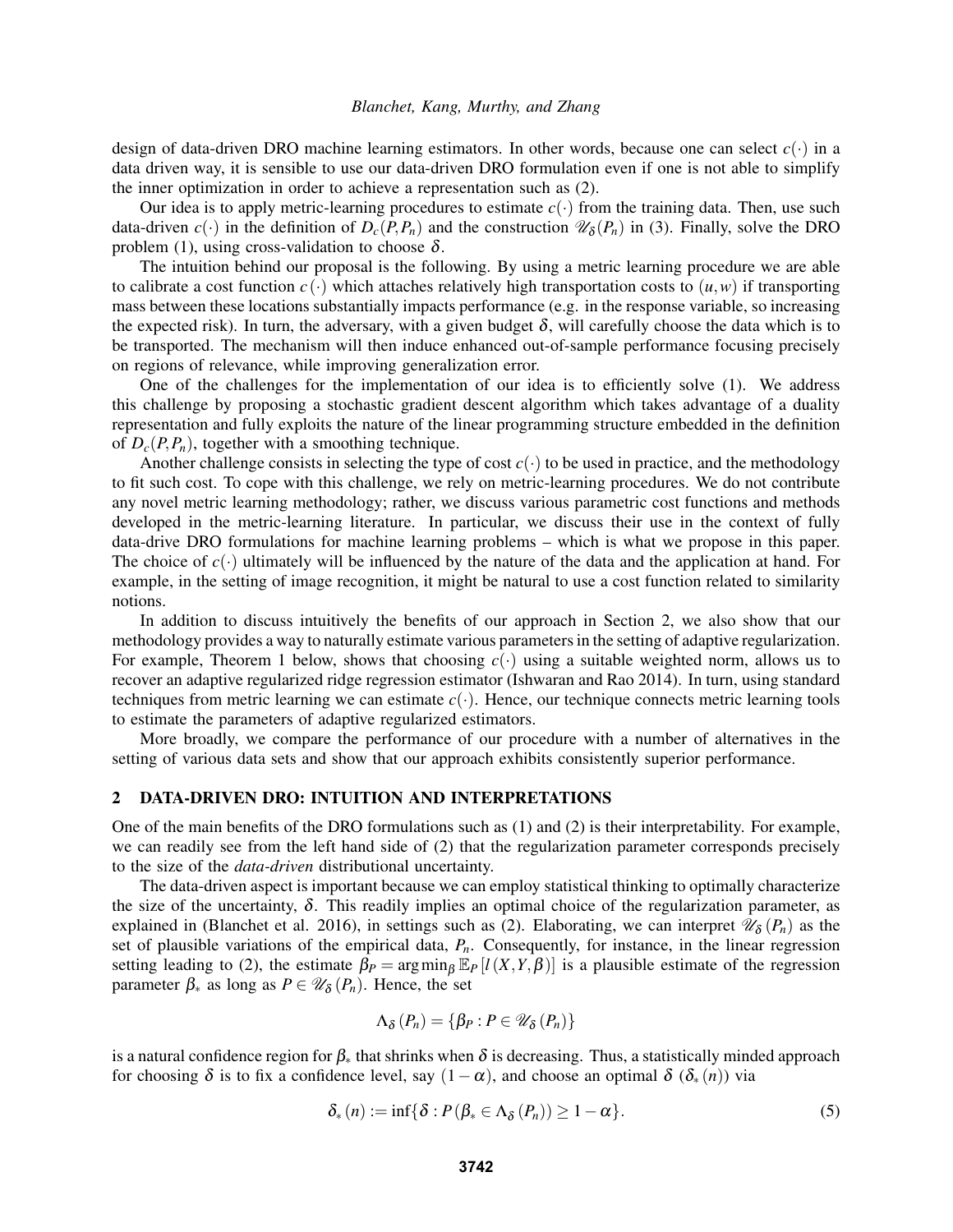design of data-driven DRO machine learning estimators. In other words, because one can select $c(\cdot)$ in a data driven way, it is sensible to use our data-driven DRO formulation even if one is not able to simplify the inner optimization in order to achieve a representation such as (2).

Our idea is to apply metric-learning procedures to estimate $c(\cdot)$ from the training data. Then, use such data-driven $c(\cdot)$ in the definition of $D_c(P,P_n)$ and the construction $\mathscr{U}_\delta(P_n)$ in (3). Finally, solve the DRO problem (1), using cross-validation to choose $\delta$.

The intuition behind our proposal is the following. By using a metric learning procedure we are able to calibrate a cost function $c(\cdot)$ which attaches relatively high transportation costs to $(u,w)$ if transporting mass between these locations substantially impacts performance (e.g. in the response variable, so increasing the expected risk). In turn, the adversary, with a given budget $\delta$, will carefully choose the data which is to be transported. The mechanism will then induce enhanced out-of-sample performance focusing precisely on regions of relevance, while improving generalization error.

One of the challenges for the implementation of our idea is to efficiently solve (1). We address this challenge by proposing a stochastic gradient descent algorithm which takes advantage of a duality representation and fully exploits the nature of the linear programming structure embedded in the definition of $D_c(P,P_n)$, together with a smoothing technique.

Another challenge consists in selecting the type of cost $c(\cdot)$ to be used in practice, and the methodology to fit such cost. To cope with this challenge, we rely on metric-learning procedures. We do not contribute any novel metric learning methodology; rather, we discuss various parametric cost functions and methods developed in the metric-learning literature. In particular, we discuss their use in the context of fully data-drive DRO formulations for machine learning problems – which is what we propose in this paper. The choice of $c(\cdot)$ ultimately will be influenced by the nature of the data and the application at hand. For example, in the setting of image recognition, it might be natural to use a cost function related to similarity notions.

In addition to discuss intuitively the benefits of our approach in Section 2, we also show that our methodology provides a way to naturally estimate various parameters in the setting of adaptive regularization. For example, Theorem 1 below, shows that choosing $c(\cdot)$ using a suitable weighted norm, allows us to recover an adaptive regularized ridge regression estimator (Ishwaran and Rao 2014). In turn, using standard techniques from metric learning we can estimate $c(\cdot)$. Hence, our technique connects metric learning tools to estimate the parameters of adaptive regularized estimators.

More broadly, we compare the performance of our procedure with a number of alternatives in the setting of various data sets and show that our approach exhibits consistently superior performance.

## 2 DATA-DRIVEN DRO: INTUITION AND INTERPRETATIONS

One of the main benefits of the DRO formulations such as (1) and (2) is their interpretability. For example, we can readily see from the left hand side of (2) that the regularization parameter corresponds precisely to the size of the *data-driven* distributional uncertainty.

The data-driven aspect is important because we can employ statistical thinking to optimally characterize the size of the uncertainty, $\delta$. This readily implies an optimal choice of the regularization parameter, as explained in (Blanchet et al. 2016), in settings such as (2). Elaborating, we can interpret $\mathscr{U}_\delta(P_n)$ as the set of plausible variations of the empirical data, $P_n$. Consequently, for instance, in the linear regression setting leading to (2), the estimate $\beta_P = \arg\min_\beta \mathbb{E}_P[l(X,Y,\beta)]$ is a plausible estimate of the regression parameter $\beta_*$ as long as $P \in \mathscr{U}_\delta(P_n)$. Hence, the set

$$\Lambda_\delta(P_n) = \{\beta_P : P \in \mathscr{U}_\delta(P_n)\}$$

is a natural confidence region for $\beta_*$ that shrinks when $\delta$ is decreasing. Thus, a statistically minded approach for choosing $\delta$ is to fix a confidence level, say $(1-\alpha)$, and choose an optimal $\delta$ ($\delta_*(n)$) via

$$\delta_*(n) := \inf\{\delta : P(\beta_* \in \Lambda_\delta(P_n)) \geq 1-\alpha\}. \tag{5}$$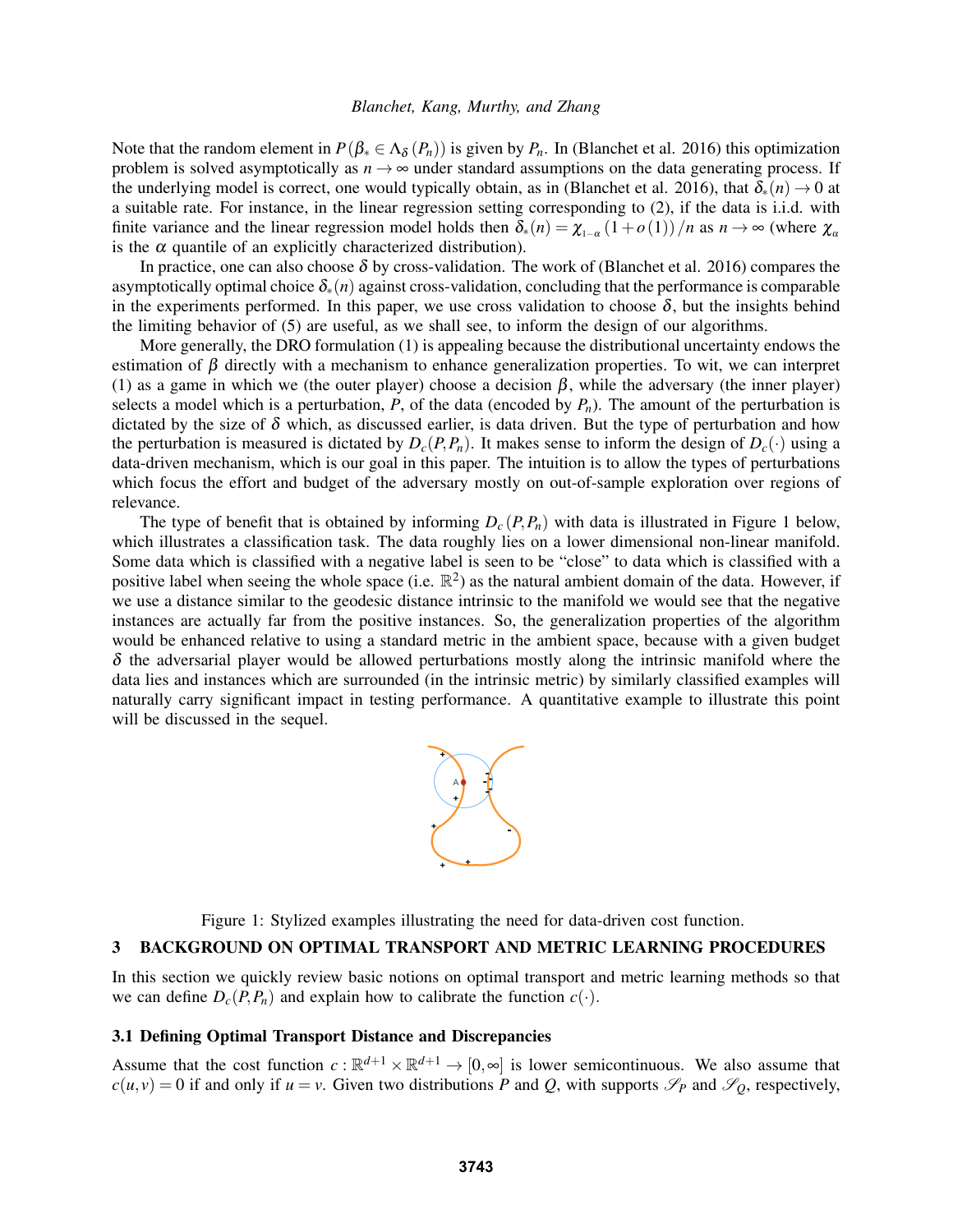Note that the random element in $P(\beta_* \in \Lambda_\delta(P_n))$ is given by $P_n$. In (Blanchet et al. 2016) this optimization problem is solved asymptotically as $n \to \infty$ under standard assumptions on the data generating process. If the underlying model is correct, one would typically obtain, as in (Blanchet et al. 2016), that $\delta_*(n) \to 0$ at a suitable rate. For instance, in the linear regression setting corresponding to (2), if the data is i.i.d. with finite variance and the linear regression model holds then $\delta_*(n) = \chi_{1-\alpha}(1+o(1))/n$ as $n \to \infty$ (where $\chi_\alpha$ is the $\alpha$ quantile of an explicitly characterized distribution).

In practice, one can also choose $\delta$ by cross-validation. The work of (Blanchet et al. 2016) compares the asymptotically optimal choice $\delta_*(n)$ against cross-validation, concluding that the performance is comparable in the experiments performed. In this paper, we use cross validation to choose $\delta$, but the insights behind the limiting behavior of (5) are useful, as we shall see, to inform the design of our algorithms.

More generally, the DRO formulation (1) is appealing because the distributional uncertainty endows the estimation of $\beta$ directly with a mechanism to enhance generalization properties. To wit, we can interpret (1) as a game in which we (the outer player) choose a decision $\beta$, while the adversary (the inner player) selects a model which is a perturbation, $P$, of the data (encoded by $P_n$). The amount of the perturbation is dictated by the size of $\delta$ which, as discussed earlier, is data driven. But the type of perturbation and how the perturbation is measured is dictated by $D_c(P,P_n)$. It makes sense to inform the design of $D_c(\cdot)$ using a data-driven mechanism, which is our goal in this paper. The intuition is to allow the types of perturbations which focus the effort and budget of the adversary mostly on out-of-sample exploration over regions of relevance.

The type of benefit that is obtained by informing $D_c(P,P_n)$ with data is illustrated in Figure 1 below, which illustrates a classification task. The data roughly lies on a lower dimensional non-linear manifold. Some data which is classified with a negative label is seen to be "close" to data which is classified with a positive label when seeing the whole space (i.e. $\mathbb{R}^2$) as the natural ambient domain of the data. However, if we use a distance similar to the geodesic distance intrinsic to the manifold we would see that the negative instances are actually far from the positive instances. So, the generalization properties of the algorithm would be enhanced relative to using a standard metric in the ambient space, because with a given budget $\delta$ the adversarial player would be allowed perturbations mostly along the intrinsic manifold where the data lies and instances which are surrounded (in the intrinsic metric) by similarly classified examples will naturally carry significant impact in testing performance. A quantitative example to illustrate this point will be discussed in the sequel.

Figure 1: Stylized examples illustrating the need for data-driven cost function.

## 3 BACKGROUND ON OPTIMAL TRANSPORT AND METRIC LEARNING PROCEDURES

In this section we quickly review basic notions on optimal transport and metric learning methods so that we can define $D_c(P,P_n)$ and explain how to calibrate the function $c(\cdot)$.

### 3.1 Defining Optimal Transport Distance and Discrepancies

Assume that the cost function $c : \mathbb{R}^{d+1} \times \mathbb{R}^{d+1} \to [0,\infty]$ is lower semicontinuous. We also assume that $c(u,v) = 0$ if and only if $u = v$. Given two distributions $P$ and $Q$, with supports $\mathscr{S}_P$ and $\mathscr{S}_Q$, respectively,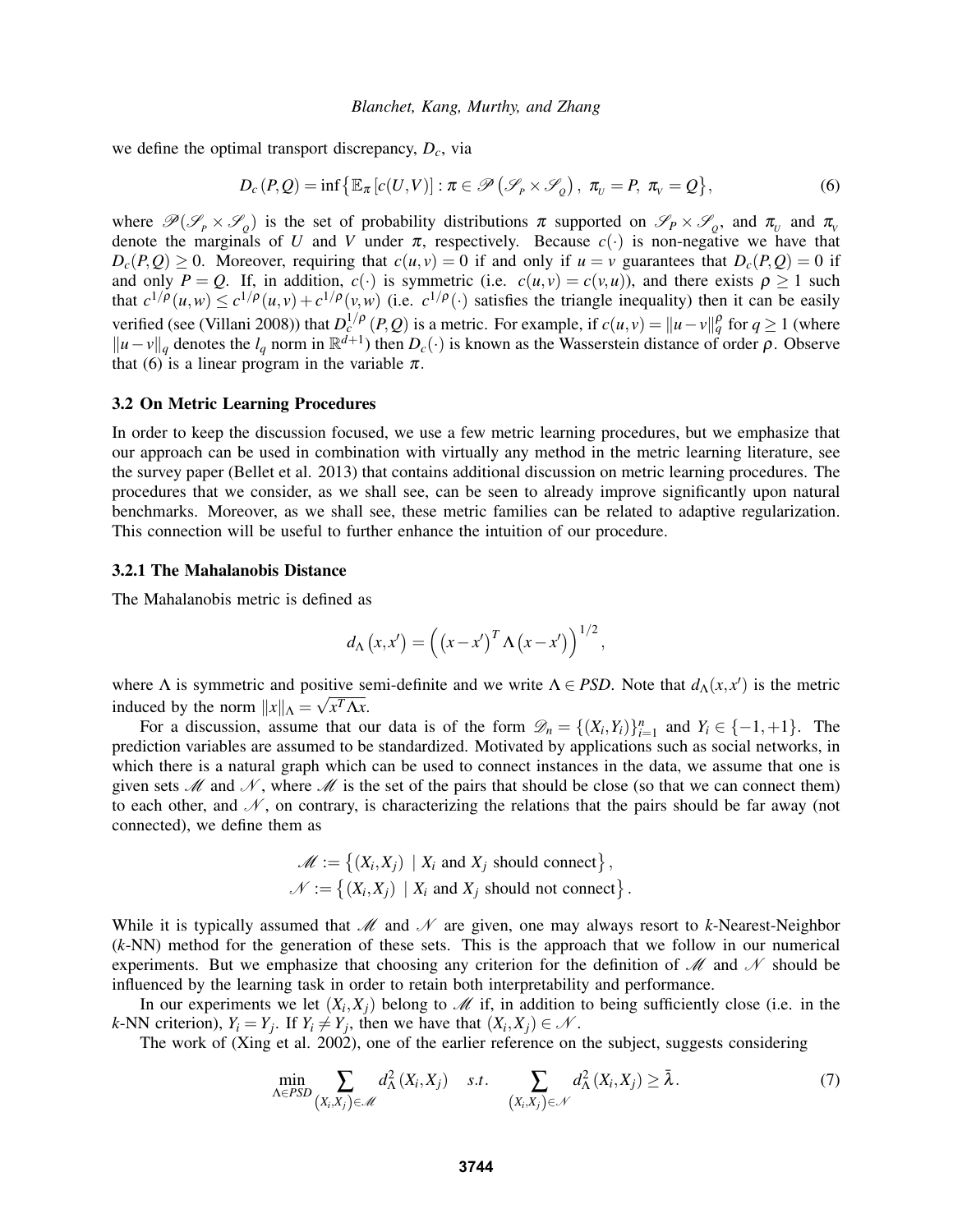we define the optimal transport discrepancy, $D_c$, via

$$D_c(P,Q) = \inf\left\{\mathbb{E}_\pi\left[c(U,V)\right] : \pi \in \mathscr{P}\left(\mathscr{S}_P \times \mathscr{S}_Q\right),\ \pi_U = P,\ \pi_V = Q\right\}, \tag{6}$$

where $\mathscr{P}(\mathscr{S}_P \times \mathscr{S}_Q)$ is the set of probability distributions $\pi$ supported on $\mathscr{S}_P \times \mathscr{S}_Q$, and $\pi_U$ and $\pi_V$ denote the marginals of $U$ and $V$ under $\pi$, respectively. Because $c(\cdot)$ is non-negative we have that $D_c(P,Q) \geq 0$. Moreover, requiring that $c(u,v) = 0$ if and only if $u = v$ guarantees that $D_c(P,Q) = 0$ if and only $P = Q$. If, in addition, $c(\cdot)$ is symmetric (i.e. $c(u,v) = c(v,u)$), and there exists $\rho \geq 1$ such that $c^{1/\rho}(u,w) \leq c^{1/\rho}(u,v) + c^{1/\rho}(v,w)$ (i.e. $c^{1/\rho}(\cdot)$ satisfies the triangle inequality) then it can be easily verified (see (Villani 2008)) that $D_c^{1/\rho}(P,Q)$ is a metric. For example, if $c(u,v) = \|u-v\|_q^\rho$ for $q \geq 1$ (where $\|u-v\|_q$ denotes the $l_q$ norm in $\mathbb{R}^{d+1}$) then $D_c(\cdot)$ is known as the Wasserstein distance of order $\rho$. Observe that (6) is a linear program in the variable $\pi$.

### 3.2 On Metric Learning Procedures

In order to keep the discussion focused, we use a few metric learning procedures, but we emphasize that our approach can be used in combination with virtually any method in the metric learning literature, see the survey paper (Bellet et al. 2013) that contains additional discussion on metric learning procedures. The procedures that we consider, as we shall see, can be seen to already improve significantly upon natural benchmarks. Moreover, as we shall see, these metric families can be related to adaptive regularization. This connection will be useful to further enhance the intuition of our procedure.

#### 3.2.1 The Mahalanobis Distance

The Mahalanobis metric is defined as

$$d_\Lambda\left(x,x'\right) = \left(\left(x-x'\right)^T \Lambda \left(x-x'\right)\right)^{1/2},$$

where $\Lambda$ is symmetric and positive semi-definite and we write $\Lambda \in PSD$. Note that $d_\Lambda(x,x')$ is the metric induced by the norm $\|x\|_\Lambda = \sqrt{x^T \Lambda x}$.

For a discussion, assume that our data is of the form $\mathscr{D}_n = \{(X_i,Y_i)\}_{i=1}^n$ and $Y_i \in \{-1,+1\}$. The prediction variables are assumed to be standardized. Motivated by applications such as social networks, in which there is a natural graph which can be used to connect instances in the data, we assume that one is given sets $\mathscr{M}$ and $\mathscr{N}$, where $\mathscr{M}$ is the set of the pairs that should be close (so that we can connect them) to each other, and $\mathscr{N}$, on contrary, is characterizing the relations that the pairs should be far away (not connected), we define them as

$$\begin{aligned}
\mathscr{M} &:= \left\{(X_i,X_j)\ \mid X_i \text{ and } X_j \text{ should connect}\right\}, \\
\mathscr{N} &:= \left\{(X_i,X_j)\ \mid X_i \text{ and } X_j \text{ should not connect}\right\}.
\end{aligned}$$

While it is typically assumed that $\mathscr{M}$ and $\mathscr{N}$ are given, one may always resort to $k$-Nearest-Neighbor ($k$-NN) method for the generation of these sets. This is the approach that we follow in our numerical experiments. But we emphasize that choosing any criterion for the definition of $\mathscr{M}$ and $\mathscr{N}$ should be influenced by the learning task in order to retain both interpretability and performance.

In our experiments we let $(X_i,X_j)$ belong to $\mathscr{M}$ if, in addition to being sufficiently close (i.e. in the $k$-NN criterion), $Y_i = Y_j$. If $Y_i \neq Y_j$, then we have that $(X_i,X_j) \in \mathscr{N}$.

The work of (Xing et al. 2002), one of the earlier reference on the subject, suggests considering

$$\min_{\Lambda \in PSD} \sum_{\left(X_i,X_j\right)\in\mathscr{M}} d_\Lambda^2\left(X_i,X_j\right) \quad s.t. \quad \sum_{\left(X_i,X_j\right)\in\mathscr{N}} d_\Lambda^2\left(X_i,X_j\right) \geq \bar{\lambda}. \tag{7}$$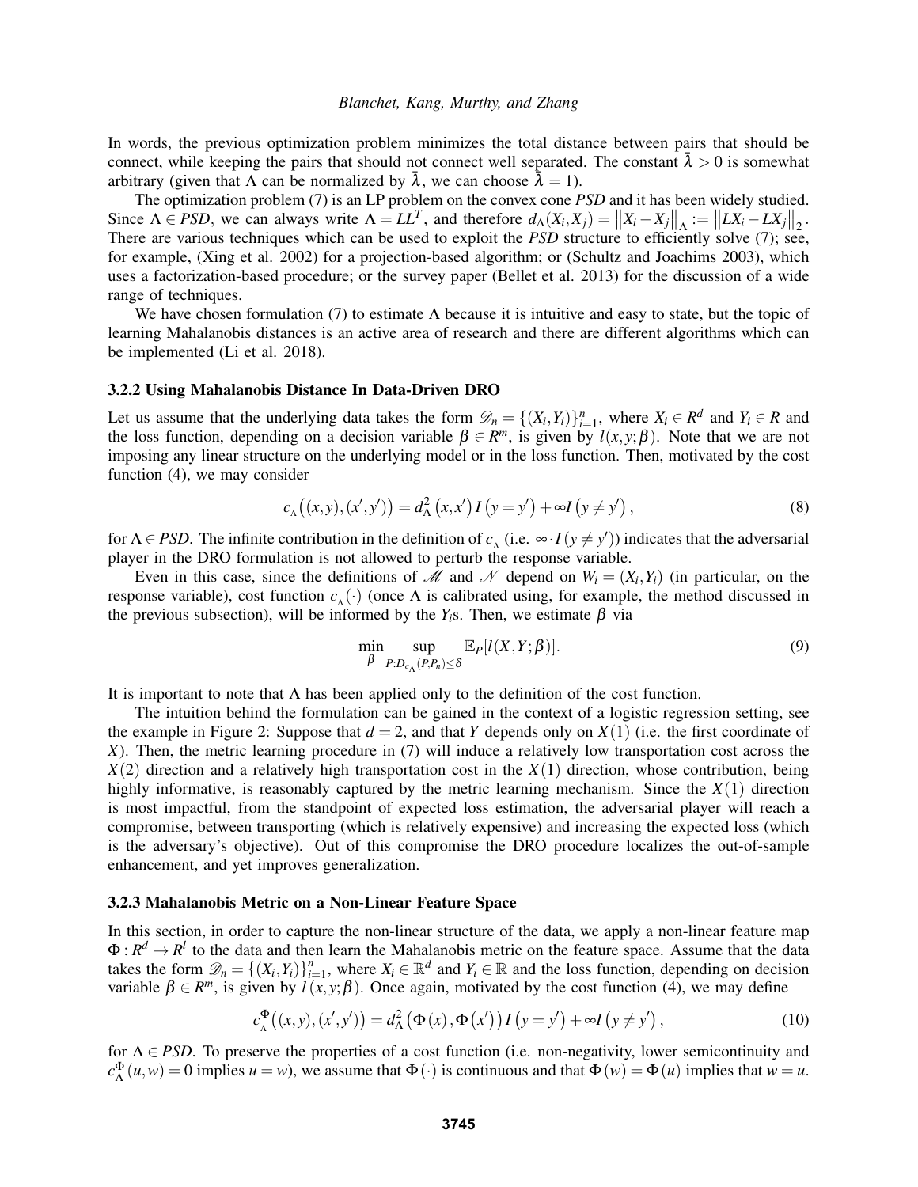In words, the previous optimization problem minimizes the total distance between pairs that should be connect, while keeping the pairs that should not connect well separated. The constant $\bar{\lambda} > 0$ is somewhat arbitrary (given that $\Lambda$ can be normalized by $\bar{\lambda}$, we can choose $\bar{\lambda} = 1$).

The optimization problem (7) is an LP problem on the convex cone *PSD* and it has been widely studied. Since $\Lambda \in PSD$, we can always write $\Lambda = LL^T$, and therefore $d_\Lambda(X_i, X_j) = \left\| X_i - X_j \right\|_\Lambda := \left\| LX_i - LX_j \right\|_2$. There are various techniques which can be used to exploit the *PSD* structure to efficiently solve (7); see, for example, (Xing et al. 2002) for a projection-based algorithm; or (Schultz and Joachims 2003), which uses a factorization-based procedure; or the survey paper (Bellet et al. 2013) for the discussion of a wide range of techniques.

We have chosen formulation (7) to estimate $\Lambda$ because it is intuitive and easy to state, but the topic of learning Mahalanobis distances is an active area of research and there are different algorithms which can be implemented (Li et al. 2018).

### 3.2.2 Using Mahalanobis Distance In Data-Driven DRO

Let us assume that the underlying data takes the form $\mathscr{D}_n = \{(X_i, Y_i)\}_{i=1}^n$, where $X_i \in R^d$ and $Y_i \in R$ and the loss function, depending on a decision variable $\beta \in R^m$, is given by $l(x, y; \beta)$. Note that we are not imposing any linear structure on the underlying model or in the loss function. Then, motivated by the cost function (4), we may consider

$$c_\Lambda\left((x,y),(x',y')\right) = d_\Lambda^2\left(x,x'\right) I\left(y = y'\right) + \infty I\left(y \neq y'\right), \tag{8}$$

for $\Lambda \in PSD$. The infinite contribution in the definition of $c_\Lambda$ (i.e. $\infty \cdot I\left(y \neq y'\right)$) indicates that the adversarial player in the DRO formulation is not allowed to perturb the response variable.

Even in this case, since the definitions of $\mathscr{M}$ and $\mathscr{N}$ depend on $W_i = (X_i, Y_i)$ (in particular, on the response variable), cost function $c_\Lambda(\cdot)$ (once $\Lambda$ is calibrated using, for example, the method discussed in the previous subsection), will be informed by the $Y_i$s. Then, we estimate $\beta$ via

$$\min_\beta \sup_{P: D_{c_\Lambda}(P, P_n) \leq \delta} \mathbb{E}_P[l(X, Y; \beta)]. \tag{9}$$

It is important to note that $\Lambda$ has been applied only to the definition of the cost function.

The intuition behind the formulation can be gained in the context of a logistic regression setting, see the example in Figure 2: Suppose that $d = 2$, and that $Y$ depends only on $X(1)$ (i.e. the first coordinate of $X$). Then, the metric learning procedure in (7) will induce a relatively low transportation cost across the $X(2)$ direction and a relatively high transportation cost in the $X(1)$ direction, whose contribution, being highly informative, is reasonably captured by the metric learning mechanism. Since the $X(1)$ direction is most impactful, from the standpoint of expected loss estimation, the adversarial player will reach a compromise, between transporting (which is relatively expensive) and increasing the expected loss (which is the adversary's objective). Out of this compromise the DRO procedure localizes the out-of-sample enhancement, and yet improves generalization.

### 3.2.3 Mahalanobis Metric on a Non-Linear Feature Space

In this section, in order to capture the non-linear structure of the data, we apply a non-linear feature map $\Phi : R^d \to R^l$ to the data and then learn the Mahalanobis metric on the feature space. Assume that the data takes the form $\mathscr{D}_n = \{(X_i, Y_i)\}_{i=1}^n$, where $X_i \in \mathbb{R}^d$ and $Y_i \in \mathbb{R}$ and the loss function, depending on decision variable $\beta \in R^m$, is given by $l(x, y; \beta)$. Once again, motivated by the cost function (4), we may define

$$c_\Lambda^\Phi\left((x,y),(x',y')\right) = d_\Lambda^2\left(\Phi(x), \Phi\left(x'\right)\right) I\left(y = y'\right) + \infty I\left(y \neq y'\right), \tag{10}$$

for $\Lambda \in PSD$. To preserve the properties of a cost function (i.e. non-negativity, lower semicontinuity and $c_\Lambda^\Phi(u, w) = 0$ implies $u = w$), we assume that $\Phi(\cdot)$ is continuous and that $\Phi(w) = \Phi(u)$ implies that $w = u$.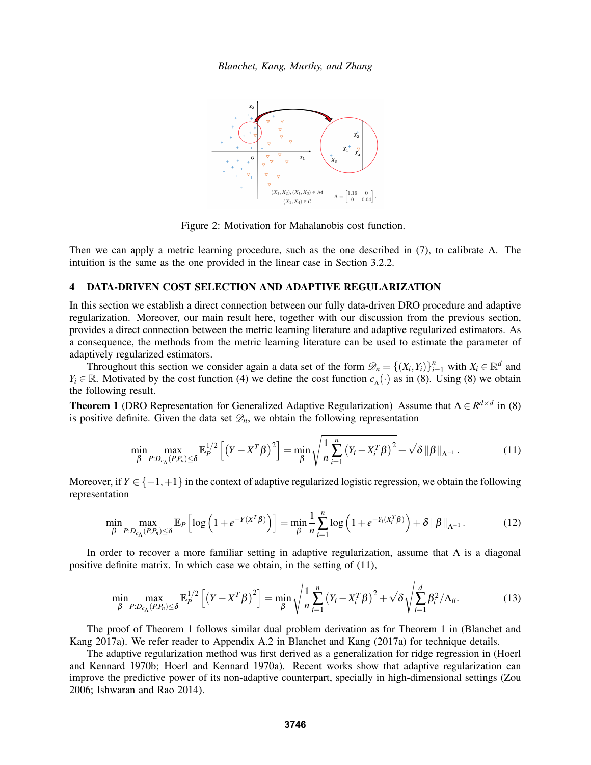Figure 2: Motivation for Mahalanobis cost function.

Then we can apply a metric learning procedure, such as the one described in (7), to calibrate $\Lambda$. The intuition is the same as the one provided in the linear case in Section 3.2.2.

## 4 DATA-DRIVEN COST SELECTION AND ADAPTIVE REGULARIZATION

In this section we establish a direct connection between our fully data-driven DRO procedure and adaptive regularization. Moreover, our main result here, together with our discussion from the previous section, provides a direct connection between the metric learning literature and adaptive regularized estimators. As a consequence, the methods from the metric learning literature can be used to estimate the parameter of adaptively regularized estimators.

Throughout this section we consider again a data set of the form $\mathscr{D}_n = \{(X_i, Y_i)\}_{i=1}^n$ with $X_i \in \mathbb{R}^d$ and $Y_i \in \mathbb{R}$. Motivated by the cost function (4) we define the cost function $c_\Lambda(\cdot)$ as in (8). Using (8) we obtain the following result.

**Theorem 1** (DRO Representation for Generalized Adaptive Regularization) Assume that $\Lambda \in R^{d\times d}$ in (8) is positive definite. Given the data set $\mathscr{D}_n$, we obtain the following representation

$$\min_{\beta} \max_{P: D_{c_\Lambda}(P,P_n)\leq\delta} \mathbb{E}_P^{1/2}\left[\left(Y - X^T\beta\right)^2\right] = \min_{\beta} \sqrt{\frac{1}{n}\sum_{i=1}^n \left(Y_i - X_i^T\beta\right)^2} + \sqrt{\delta}\,\|\beta\|_{\Lambda^{-1}}. \tag{11}$$

Moreover, if $Y \in \{-1,+1\}$ in the context of adaptive regularized logistic regression, we obtain the following representation

$$\min_{\beta} \max_{P: D_{c_\Lambda}(P,P_n)\leq\delta} \mathbb{E}_P\left[\log\left(1 + e^{-Y(X^T\beta)}\right)\right] = \min_{\beta} \frac{1}{n}\sum_{i=1}^n \log\left(1 + e^{-Y_i(X_i^T\beta)}\right) + \delta\,\|\beta\|_{\Lambda^{-1}}. \tag{12}$$

In order to recover a more familiar setting in adaptive regularization, assume that $\Lambda$ is a diagonal positive definite matrix. In which case we obtain, in the setting of (11),

$$\min_{\beta} \max_{P: D_{c_\Lambda}(P,P_n)\leq\delta} \mathbb{E}_P^{1/2}\left[\left(Y - X^T\beta\right)^2\right] = \min_{\beta} \sqrt{\frac{1}{n}\sum_{i=1}^n \left(Y_i - X_i^T\beta\right)^2} + \sqrt{\delta}\sqrt{\sum_{i=1}^d \beta_i^2/\Lambda_{ii}}. \tag{13}$$

The proof of Theorem 1 follows similar dual problem derivation as for Theorem 1 in (Blanchet and Kang 2017a). We refer reader to Appendix A.2 in Blanchet and Kang (2017a) for technique details.

The adaptive regularization method was first derived as a generalization for ridge regression in (Hoerl and Kennard 1970b; Hoerl and Kennard 1970a). Recent works show that adaptive regularization can improve the predictive power of its non-adaptive counterpart, specially in high-dimensional settings (Zou 2006; Ishwaran and Rao 2014).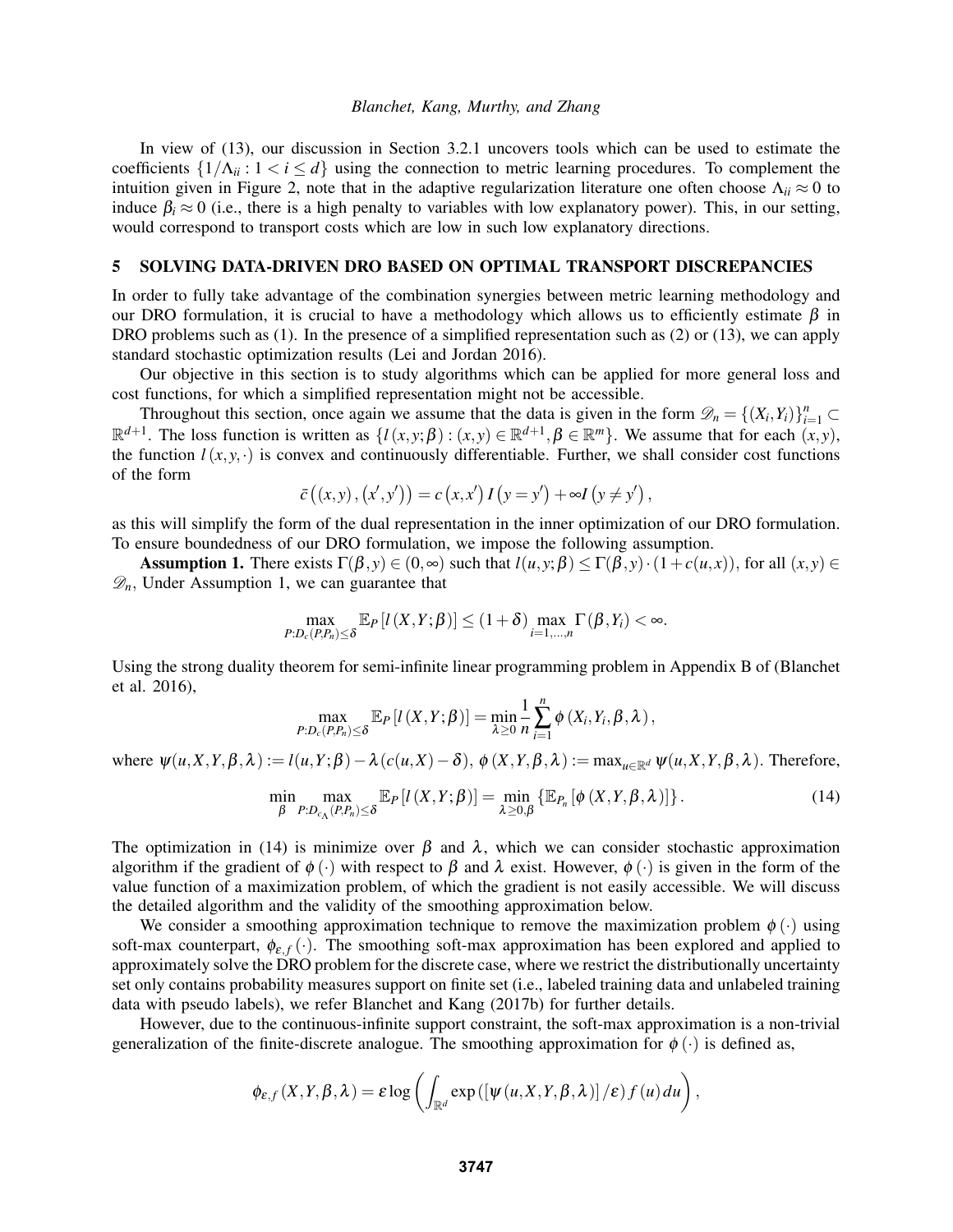In view of (13), our discussion in Section 3.2.1 uncovers tools which can be used to estimate the coefficients $\{1/\Lambda_{ii} : 1 < i \leq d\}$ using the connection to metric learning procedures. To complement the intuition given in Figure 2, note that in the adaptive regularization literature one often choose $\Lambda_{ii} \approx 0$ to induce $\beta_i \approx 0$ (i.e., there is a high penalty to variables with low explanatory power). This, in our setting, would correspond to transport costs which are low in such low explanatory directions.

## 5 SOLVING DATA-DRIVEN DRO BASED ON OPTIMAL TRANSPORT DISCREPANCIES

In order to fully take advantage of the combination synergies between metric learning methodology and our DRO formulation, it is crucial to have a methodology which allows us to efficiently estimate $\beta$ in DRO problems such as (1). In the presence of a simplified representation such as (2) or (13), we can apply standard stochastic optimization results (Lei and Jordan 2016).

Our objective in this section is to study algorithms which can be applied for more general loss and cost functions, for which a simplified representation might not be accessible.

Throughout this section, once again we assume that the data is given in the form $\mathscr{D}_n = \{(X_i, Y_i)\}_{i=1}^n \subset \mathbb{R}^{d+1}$. The loss function is written as $\{l(x, y; \beta) : (x, y) \in \mathbb{R}^{d+1}, \beta \in \mathbb{R}^m\}$. We assume that for each $(x, y)$, the function $l(x, y, \cdot)$ is convex and continuously differentiable. Further, we shall consider cost functions of the form

$$\bar{c}\left((x,y),(x',y')\right) = c\left(x,x'\right) I\left(y = y'\right) + \infty I\left(y \neq y'\right),$$

as this will simplify the form of the dual representation in the inner optimization of our DRO formulation. To ensure boundedness of our DRO formulation, we impose the following assumption.

**Assumption 1.** There exists $\Gamma(\beta, y) \in (0, \infty)$ such that $l(u, y; \beta) \leq \Gamma(\beta, y) \cdot (1 + c(u, x))$, for all $(x, y) \in \mathscr{D}_n$, Under Assumption 1, we can guarantee that

$$\max_{P: D_c(P, P_n) \leq \delta} \mathbb{E}_P \left[ l\left(X, Y; \beta\right) \right] \leq (1 + \delta) \max_{i=1,\ldots,n} \Gamma(\beta, Y_i) < \infty.$$

Using the strong duality theorem for semi-infinite linear programming problem in Appendix B of (Blanchet et al. 2016),

$$\max_{P: D_c(P, P_n) \leq \delta} \mathbb{E}_P \left[ l\left(X, Y; \beta\right) \right] = \min_{\lambda \geq 0} \frac{1}{n} \sum_{i=1}^{n} \phi\left(X_i, Y_i, \beta, \lambda\right),$$

where $\psi(u, X, Y, \beta, \lambda) := l(u, Y; \beta) - \lambda\left(c(u, X) - \delta\right)$, $\phi\left(X, Y, \beta, \lambda\right) := \max_{u \in \mathbb{R}^d} \psi(u, X, Y, \beta, \lambda)$. Therefore,

$$\min_{\beta} \max_{P: D_{c_\Lambda}(P, P_n) \leq \delta} \mathbb{E}_P \left[ l\left(X, Y; \beta\right) \right] = \min_{\lambda \geq 0, \beta} \left\{ \mathbb{E}_{P_n} \left[ \phi\left(X, Y, \beta, \lambda\right) \right] \right\}. \tag{14}$$

The optimization in (14) is minimize over $\beta$ and $\lambda$, which we can consider stochastic approximation algorithm if the gradient of $\phi(\cdot)$ with respect to $\beta$ and $\lambda$ exist. However, $\phi(\cdot)$ is given in the form of the value function of a maximization problem, of which the gradient is not easily accessible. We will discuss the detailed algorithm and the validity of the smoothing approximation below.

We consider a smoothing approximation technique to remove the maximization problem $\phi(\cdot)$ using soft-max counterpart, $\phi_{\varepsilon,f}(\cdot)$. The smoothing soft-max approximation has been explored and applied to approximately solve the DRO problem for the discrete case, where we restrict the distributionally uncertainty set only contains probability measures support on finite set (i.e., labeled training data and unlabeled training data with pseudo labels), we refer Blanchet and Kang (2017b) for further details.

However, due to the continuous-infinite support constraint, the soft-max approximation is a non-trivial generalization of the finite-discrete analogue. The smoothing approximation for $\phi(\cdot)$ is defined as,

$$\phi_{\varepsilon,f}\left(X, Y, \beta, \lambda\right) = \varepsilon \log\left( \int_{\mathbb{R}^d} \exp\left( \left[\psi\left(u, X, Y, \beta, \lambda\right)\right] / \varepsilon \right) f\left(u\right) du \right),$$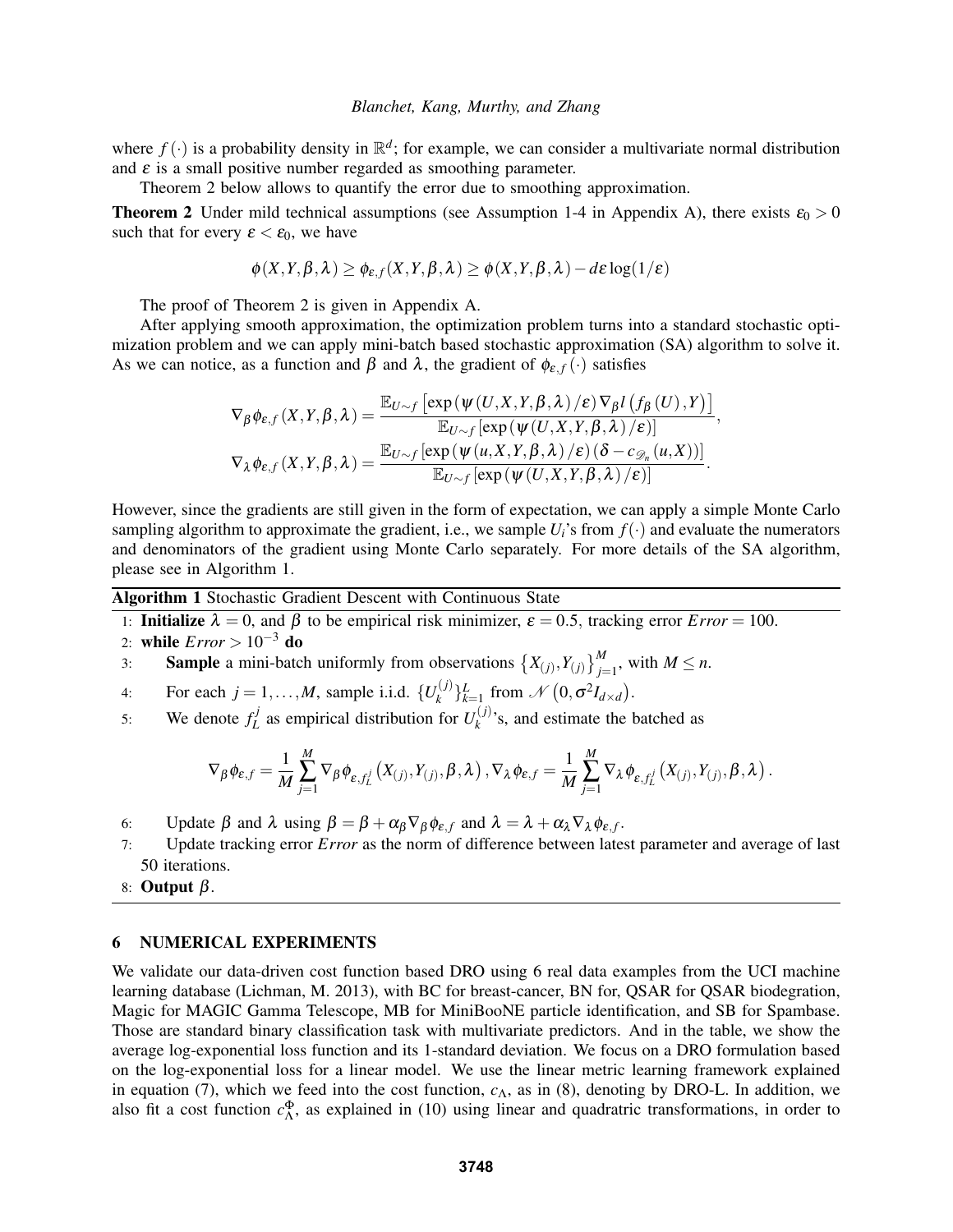where $f(\cdot)$ is a probability density in $\mathbb{R}^d$; for example, we can consider a multivariate normal distribution and $\varepsilon$ is a small positive number regarded as smoothing parameter.

Theorem 2 below allows to quantify the error due to smoothing approximation.

**Theorem 2** Under mild technical assumptions (see Assumption 1-4 in Appendix A), there exists $\varepsilon_0 > 0$ such that for every $\varepsilon < \varepsilon_0$, we have

$$\phi(X,Y,\beta,\lambda) \geq \phi_{\varepsilon,f}(X,Y,\beta,\lambda) \geq \phi(X,Y,\beta,\lambda) - d\varepsilon\log(1/\varepsilon)$$

The proof of Theorem 2 is given in Appendix A.

After applying smooth approximation, the optimization problem turns into a standard stochastic optimization problem and we can apply mini-batch based stochastic approximation (SA) algorithm to solve it. As we can notice, as a function and $\beta$ and $\lambda$, the gradient of $\phi_{\varepsilon,f}(\cdot)$ satisfies

$$\nabla_\beta \phi_{\varepsilon,f}(X,Y,\beta,\lambda) = \frac{\mathbb{E}_{U\sim f}\left[\exp\left(\psi(U,X,Y,\beta,\lambda)/\varepsilon\right)\nabla_\beta l\left(f_\beta(U),Y\right)\right]}{\mathbb{E}_{U\sim f}\left[\exp\left(\psi(U,X,Y,\beta,\lambda)/\varepsilon\right)\right]},$$
$$\nabla_\lambda \phi_{\varepsilon,f}(X,Y,\beta,\lambda) = \frac{\mathbb{E}_{U\sim f}\left[\exp\left(\psi(u,X,Y,\beta,\lambda)/\varepsilon\right)\left(\delta - c_{\mathscr{D}_n}(u,X)\right)\right]}{\mathbb{E}_{U\sim f}\left[\exp\left(\psi(U,X,Y,\beta,\lambda)/\varepsilon\right)\right]}.$$

However, since the gradients are still given in the form of expectation, we can apply a simple Monte Carlo sampling algorithm to approximate the gradient, i.e., we sample $U_i$'s from $f(\cdot)$ and evaluate the numerators and denominators of the gradient using Monte Carlo separately. For more details of the SA algorithm, please see in Algorithm 1.

**Algorithm 1** Stochastic Gradient Descent with Continuous State

1: **Initialize** $\lambda = 0$, and $\beta$ to be empirical risk minimizer, $\varepsilon = 0.5$, tracking error $Error = 100$.
2: **while** $Error > 10^{-3}$ **do**
3: &nbsp;&nbsp;&nbsp;&nbsp;**Sample** a mini-batch uniformly from observations $\left\{X_{(j)},Y_{(j)}\right\}_{j=1}^M$, with $M \leq n$.
4: &nbsp;&nbsp;&nbsp;&nbsp;For each $j = 1,\ldots,M$, sample i.i.d. $\{U_k^{(j)}\}_{k=1}^L$ from $\mathcal{N}\left(0,\sigma^2 I_{d\times d}\right)$.
5: &nbsp;&nbsp;&nbsp;&nbsp;We denote $f_L^j$ as empirical distribution for $U_k^{(j)}$'s, and estimate the batched as

$$\nabla_\beta \phi_{\varepsilon,f} = \frac{1}{M}\sum_{j=1}^M \nabla_\beta \phi_{\varepsilon,f_L^j}\left(X_{(j)},Y_{(j)},\beta,\lambda\right), \nabla_\lambda \phi_{\varepsilon,f} = \frac{1}{M}\sum_{j=1}^M \nabla_\lambda \phi_{\varepsilon,f_L^j}\left(X_{(j)},Y_{(j)},\beta,\lambda\right).$$

6: &nbsp;&nbsp;&nbsp;&nbsp;Update $\beta$ and $\lambda$ using $\beta = \beta + \alpha_\beta \nabla_\beta \phi_{\varepsilon,f}$ and $\lambda = \lambda + \alpha_\lambda \nabla_\lambda \phi_{\varepsilon,f}$.
7: &nbsp;&nbsp;&nbsp;&nbsp;Update tracking error $Error$ as the norm of difference between latest parameter and average of last 50 iterations.
8: **Output** $\beta$.

## 6 NUMERICAL EXPERIMENTS

We validate our data-driven cost function based DRO using 6 real data examples from the UCI machine learning database (Lichman, M. 2013), with BC for breast-cancer, BN for, QSAR for QSAR biodegration, Magic for MAGIC Gamma Telescope, MB for MiniBooNE particle identification, and SB for Spambase. Those are standard binary classification task with multivariate predictors. And in the table, we show the average log-exponential loss function and its 1-standard deviation. We focus on a DRO formulation based on the log-exponential loss for a linear model. We use the linear metric learning framework explained in equation (7), which we feed into the cost function, $c_\Lambda$, as in (8), denoting by DRO-L. In addition, we also fit a cost function $c_\Lambda^\Phi$, as explained in (10) using linear and quadratric transformations, in order to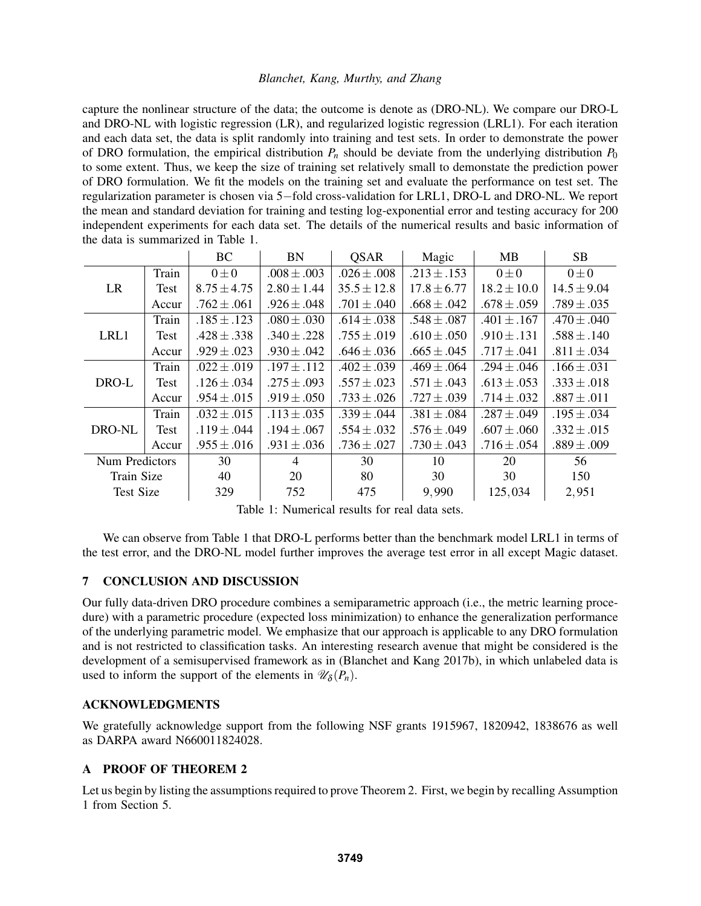capture the nonlinear structure of the data; the outcome is denote as (DRO-NL). We compare our DRO-L and DRO-NL with logistic regression (LR), and regularized logistic regression (LRL1). For each iteration and each data set, the data is split randomly into training and test sets. In order to demonstrate the power of DRO formulation, the empirical distribution $P_n$ should be deviate from the underlying distribution $P_0$ to some extent. Thus, we keep the size of training set relatively small to demonstate the prediction power of DRO formulation. We fit the models on the training set and evaluate the performance on test set. The regularization parameter is chosen via 5−fold cross-validation for LRL1, DRO-L and DRO-NL. We report the mean and standard deviation for training and testing log-exponential error and testing accuracy for 200 independent experiments for each data set. The details of the numerical results and basic information of the data is summarized in Table 1.

| | | BC | BN | QSAR | Magic | MB | SB |
|---|---|---|---|---|---|---|---|
| LR | Train | $0 \pm 0$ | $.008 \pm .003$ | $.026 \pm .008$ | $.213 \pm .153$ | $0 \pm 0$ | $0 \pm 0$ |
| | Test | $8.75 \pm 4.75$ | $2.80 \pm 1.44$ | $35.5 \pm 12.8$ | $17.8 \pm 6.77$ | $18.2 \pm 10.0$ | $14.5 \pm 9.04$ |
| | Accur | $.762 \pm .061$ | $.926 \pm .048$ | $.701 \pm .040$ | $.668 \pm .042$ | $.678 \pm .059$ | $.789 \pm .035$ |
| LRL1 | Train | $.185 \pm .123$ | $.080 \pm .030$ | $.614 \pm .038$ | $.548 \pm .087$ | $.401 \pm .167$ | $.470 \pm .040$ |
| | Test | $.428 \pm .338$ | $.340 \pm .228$ | $.755 \pm .019$ | $.610 \pm .050$ | $.910 \pm .131$ | $.588 \pm .140$ |
| | Accur | $.929 \pm .023$ | $.930 \pm .042$ | $.646 \pm .036$ | $.665 \pm .045$ | $.717 \pm .041$ | $.811 \pm .034$ |
| DRO-L | Train | $.022 \pm .019$ | $.197 \pm .112$ | $.402 \pm .039$ | $.469 \pm .064$ | $.294 \pm .046$ | $.166 \pm .031$ |
| | Test | $.126 \pm .034$ | $.275 \pm .093$ | $.557 \pm .023$ | $.571 \pm .043$ | $.613 \pm .053$ | $.333 \pm .018$ |
| | Accur | $.954 \pm .015$ | $.919 \pm .050$ | $.733 \pm .026$ | $.727 \pm .039$ | $.714 \pm .032$ | $.887 \pm .011$ |
| DRO-NL | Train | $.032 \pm .015$ | $.113 \pm .035$ | $.339 \pm .044$ | $.381 \pm .084$ | $.287 \pm .049$ | $.195 \pm .034$ |
| | Test | $.119 \pm .044$ | $.194 \pm .067$ | $.554 \pm .032$ | $.576 \pm .049$ | $.607 \pm .060$ | $.332 \pm .015$ |
| | Accur | $.955 \pm .016$ | $.931 \pm .036$ | $.736 \pm .027$ | $.730 \pm .043$ | $.716 \pm .054$ | $.889 \pm .009$ |
| Num Predictors | | 30 | 4 | 30 | 10 | 20 | 56 |
| Train Size | | 40 | 20 | 80 | 30 | 30 | 150 |
| Test Size | | 329 | 752 | 475 | 9,990 | 125,034 | 2,951 |

Table 1: Numerical results for real data sets.

We can observe from Table 1 that DRO-L performs better than the benchmark model LRL1 in terms of the test error, and the DRO-NL model further improves the average test error in all except Magic dataset.

## 7 CONCLUSION AND DISCUSSION

Our fully data-driven DRO procedure combines a semiparametric approach (i.e., the metric learning procedure) with a parametric procedure (expected loss minimization) to enhance the generalization performance of the underlying parametric model. We emphasize that our approach is applicable to any DRO formulation and is not restricted to classification tasks. An interesting research avenue that might be considered is the development of a semisupervised framework as in (Blanchet and Kang 2017b), in which unlabeled data is used to inform the support of the elements in $\mathscr{U}_\delta(P_n)$.

## ACKNOWLEDGMENTS

We gratefully acknowledge support from the following NSF grants 1915967, 1820942, 1838676 as well as DARPA award N660011824028.

## A PROOF OF THEOREM 2

Let us begin by listing the assumptions required to prove Theorem 2. First, we begin by recalling Assumption 1 from Section 5.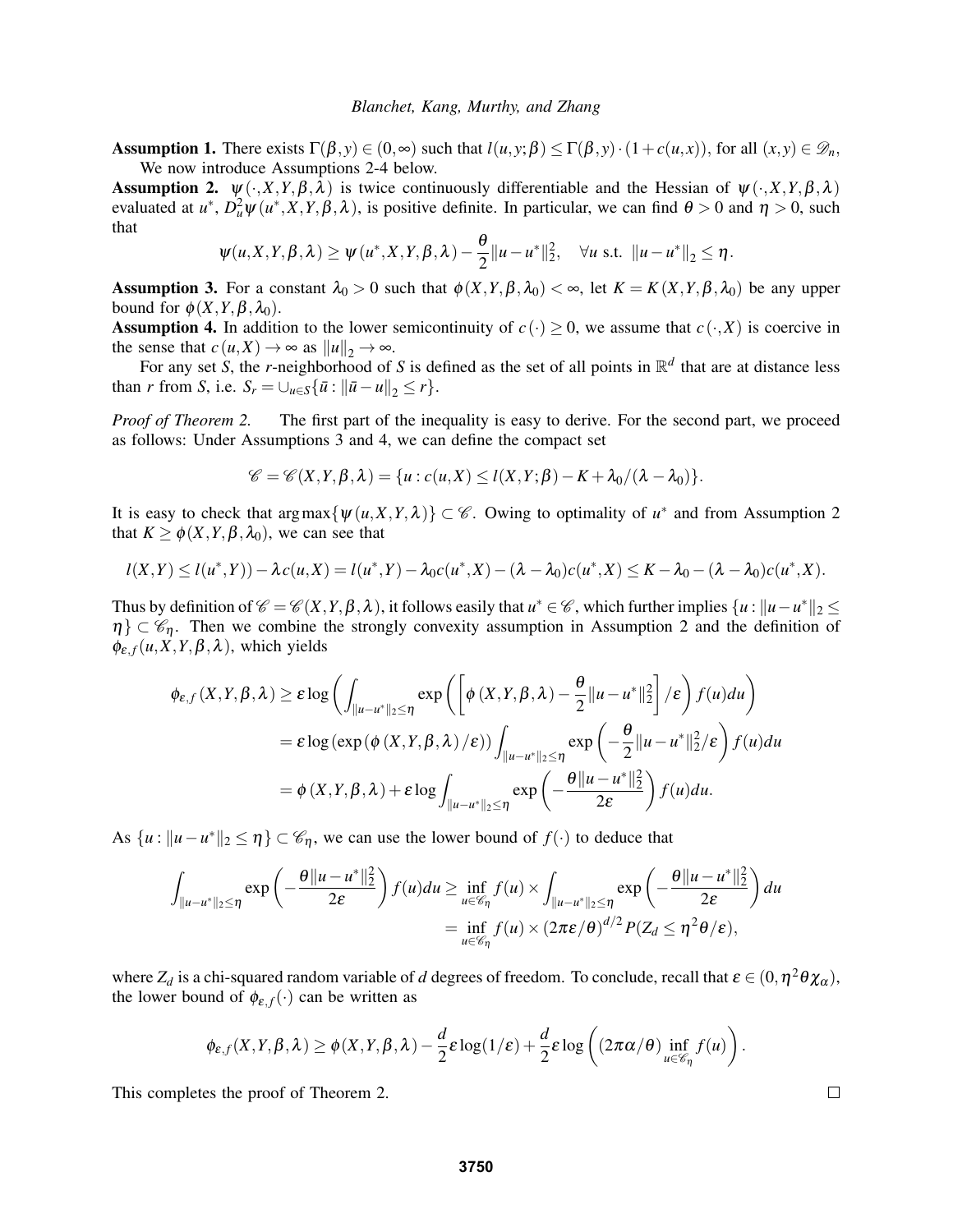**Assumption 1.** There exists $\Gamma(\beta, y) \in (0,\infty)$ such that $l(u,y;\beta) \leq \Gamma(\beta,y)\cdot(1+c(u,x))$, for all $(x,y) \in \mathscr{D}_n$,

We now introduce Assumptions 2-4 below.

**Assumption 2.** $\psi(\cdot,X,Y,\beta,\lambda)$ is twice continuously differentiable and the Hessian of $\psi(\cdot,X,Y,\beta,\lambda)$ evaluated at $u^*$, $D_u^2\psi(u^*,X,Y,\beta,\lambda)$, is positive definite. In particular, we can find $\theta > 0$ and $\eta > 0$, such that

$$\psi(u,X,Y,\beta,\lambda) \geq \psi(u^*,X,Y,\beta,\lambda) - \frac{\theta}{2}\|u-u^*\|_2^2, \quad \forall u \text{ s.t. } \|u-u^*\|_2 \leq \eta.$$

**Assumption 3.** For a constant $\lambda_0 > 0$ such that $\phi(X,Y,\beta,\lambda_0) < \infty$, let $K = K(X,Y,\beta,\lambda_0)$ be any upper bound for $\phi(X,Y,\beta,\lambda_0)$.

**Assumption 4.** In addition to the lower semicontinuity of $c(\cdot) \geq 0$, we assume that $c(\cdot,X)$ is coercive in the sense that $c(u,X) \to \infty$ as $\|u\|_2 \to \infty$.

For any set $S$, the $r$-neighborhood of $S$ is defined as the set of all points in $\mathbb{R}^d$ that are at distance less than $r$ from $S$, i.e. $S_r = \cup_{u\in S}\{\bar{u} : \|\bar{u}-u\|_2 \leq r\}$.

*Proof of Theorem 2.* The first part of the inequality is easy to derive. For the second part, we proceed as follows: Under Assumptions 3 and 4, we can define the compact set

$$\mathscr{C} = \mathscr{C}(X,Y,\beta,\lambda) = \{u : c(u,X) \leq l(X,Y;\beta) - K + \lambda_0/(\lambda-\lambda_0)\}.$$

It is easy to check that $\arg\max\{\psi(u,X,Y,\lambda)\} \subset \mathscr{C}$. Owing to optimality of $u^*$ and from Assumption 2 that $K \geq \phi(X,Y,\beta,\lambda_0)$, we can see that

$$l(X,Y) \leq l(u^*,Y)) - \lambda c(u,X) = l(u^*,Y) - \lambda_0 c(u^*,X) - (\lambda-\lambda_0)c(u^*,X) \leq K - \lambda_0 - (\lambda-\lambda_0)c(u^*,X).$$

Thus by definition of $\mathscr{C} = \mathscr{C}(X,Y,\beta,\lambda)$, it follows easily that $u^* \in \mathscr{C}$, which further implies $\{u : \|u-u^*\|_2 \leq \eta\} \subset \mathscr{C}_\eta$. Then we combine the strongly convexity assumption in Assumption 2 and the definition of $\phi_{\varepsilon,f}(u,X,Y,\beta,\lambda)$, which yields

$$\begin{aligned}
\phi_{\varepsilon,f}(X,Y,\beta,\lambda) &\geq \varepsilon\log\left(\int_{\|u-u^*\|_2\leq\eta}\exp\left(\left[\phi(X,Y,\beta,\lambda) - \frac{\theta}{2}\|u-u^*\|_2^2\right]/\varepsilon\right)f(u)du\right) \\
&= \varepsilon\log\left(\exp\left(\phi(X,Y,\beta,\lambda)/\varepsilon\right)\right)\int_{\|u-u^*\|_2\leq\eta}\exp\left(-\frac{\theta}{2}\|u-u^*\|_2^2/\varepsilon\right)f(u)du \\
&= \phi(X,Y,\beta,\lambda) + \varepsilon\log\int_{\|u-u^*\|_2\leq\eta}\exp\left(-\frac{\theta\|u-u^*\|_2^2}{2\varepsilon}\right)f(u)du.
\end{aligned}$$

As $\{u : \|u-u^*\|_2 \leq \eta\} \subset \mathscr{C}_\eta$, we can use the lower bound of $f(\cdot)$ to deduce that

$$\begin{aligned}
\int_{\|u-u^*\|_2\leq\eta}\exp\left(-\frac{\theta\|u-u^*\|_2^2}{2\varepsilon}\right)f(u)du &\geq \inf_{u\in\mathscr{C}_\eta} f(u) \times \int_{\|u-u^*\|_2\leq\eta}\exp\left(-\frac{\theta\|u-u^*\|_2^2}{2\varepsilon}\right)du \\
&= \inf_{u\in\mathscr{C}_\eta} f(u) \times (2\pi\varepsilon/\theta)^{d/2} P(Z_d \leq \eta^2\theta/\varepsilon),
\end{aligned}$$

where $Z_d$ is a chi-squared random variable of $d$ degrees of freedom. To conclude, recall that $\varepsilon \in (0, \eta^2\theta\chi_\alpha)$, the lower bound of $\phi_{\varepsilon,f}(\cdot)$ can be written as

$$\phi_{\varepsilon,f}(X,Y,\beta,\lambda) \geq \phi(X,Y,\beta,\lambda) - \frac{d}{2}\varepsilon\log(1/\varepsilon) + \frac{d}{2}\varepsilon\log\left((2\pi\alpha/\theta)\inf_{u\in\mathscr{C}_\eta} f(u)\right).$$

This completes the proof of Theorem 2. $\square$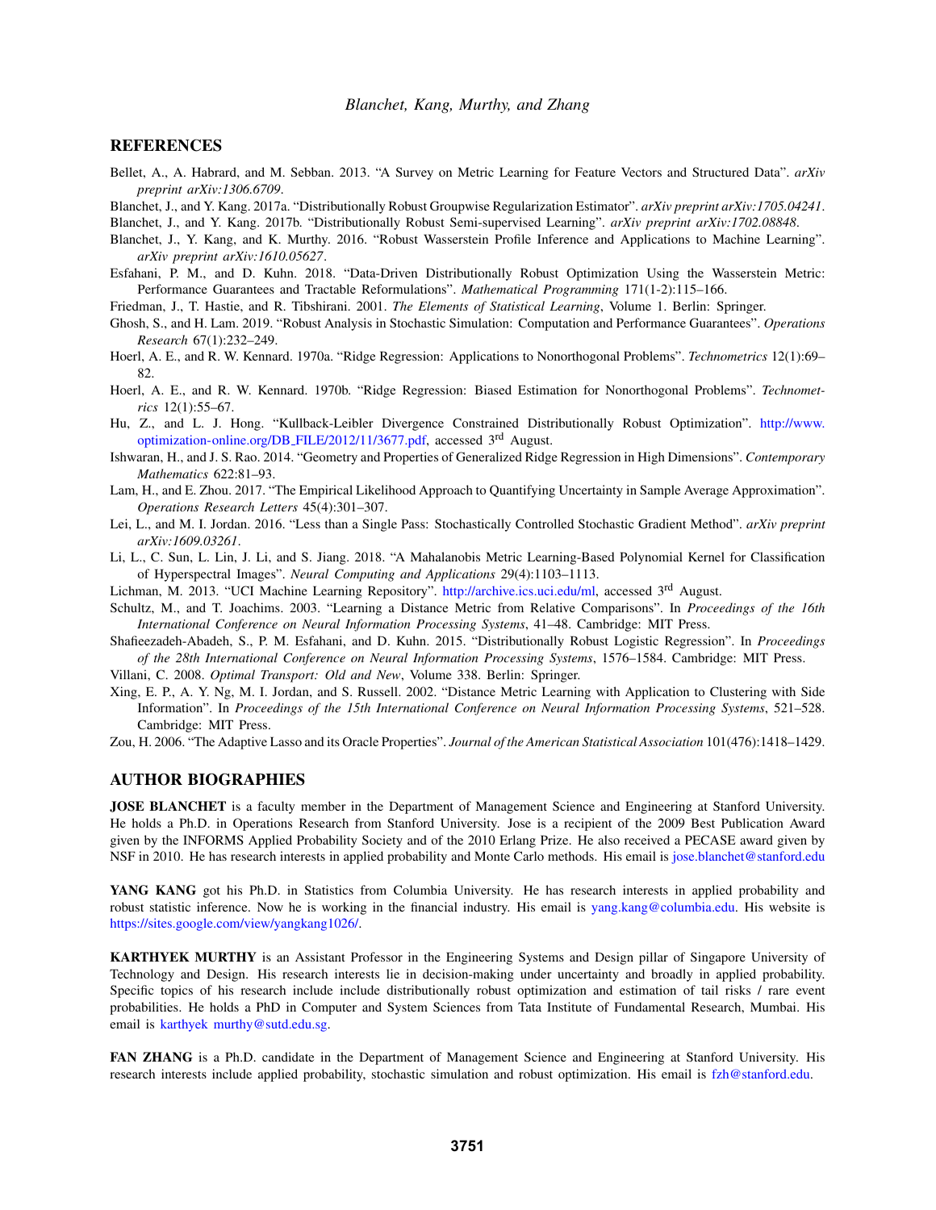## REFERENCES

Bellet, A., A. Habrard, and M. Sebban. 2013. "A Survey on Metric Learning for Feature Vectors and Structured Data". *arXiv preprint arXiv:1306.6709*.

Blanchet, J., and Y. Kang. 2017a. "Distributionally Robust Groupwise Regularization Estimator". *arXiv preprint arXiv:1705.04241*.

Blanchet, J., and Y. Kang. 2017b. "Distributionally Robust Semi-supervised Learning". *arXiv preprint arXiv:1702.08848*.

Blanchet, J., Y. Kang, and K. Murthy. 2016. "Robust Wasserstein Profile Inference and Applications to Machine Learning". *arXiv preprint arXiv:1610.05627*.

Esfahani, P. M., and D. Kuhn. 2018. "Data-Driven Distributionally Robust Optimization Using the Wasserstein Metric: Performance Guarantees and Tractable Reformulations". *Mathematical Programming* 171(1-2):115–166.

Friedman, J., T. Hastie, and R. Tibshirani. 2001. *The Elements of Statistical Learning*, Volume 1. Berlin: Springer.

Ghosh, S., and H. Lam. 2019. "Robust Analysis in Stochastic Simulation: Computation and Performance Guarantees". *Operations Research* 67(1):232–249.

Hoerl, A. E., and R. W. Kennard. 1970a. "Ridge Regression: Applications to Nonorthogonal Problems". *Technometrics* 12(1):69–82.

Hoerl, A. E., and R. W. Kennard. 1970b. "Ridge Regression: Biased Estimation for Nonorthogonal Problems". *Technometrics* 12(1):55–67.

Hu, Z., and L. J. Hong. "Kullback-Leibler Divergence Constrained Distributionally Robust Optimization". http://www.optimization-online.org/DB_FILE/2012/11/3677.pdf, accessed 3rd August.

Ishwaran, H., and J. S. Rao. 2014. "Geometry and Properties of Generalized Ridge Regression in High Dimensions". *Contemporary Mathematics* 622:81–93.

Lam, H., and E. Zhou. 2017. "The Empirical Likelihood Approach to Quantifying Uncertainty in Sample Average Approximation". *Operations Research Letters* 45(4):301–307.

Lei, L., and M. I. Jordan. 2016. "Less than a Single Pass: Stochastically Controlled Stochastic Gradient Method". *arXiv preprint arXiv:1609.03261*.

Li, L., C. Sun, L. Lin, J. Li, and S. Jiang. 2018. "A Mahalanobis Metric Learning-Based Polynomial Kernel for Classification of Hyperspectral Images". *Neural Computing and Applications* 29(4):1103–1113.

Lichman, M. 2013. "UCI Machine Learning Repository". http://archive.ics.uci.edu/ml, accessed 3rd August.

Schultz, M., and T. Joachims. 2003. "Learning a Distance Metric from Relative Comparisons". In *Proceedings of the 16th International Conference on Neural Information Processing Systems*, 41–48. Cambridge: MIT Press.

Shafieezadeh-Abadeh, S., P. M. Esfahani, and D. Kuhn. 2015. "Distributionally Robust Logistic Regression". In *Proceedings of the 28th International Conference on Neural Information Processing Systems*, 1576–1584. Cambridge: MIT Press.

Villani, C. 2008. *Optimal Transport: Old and New*, Volume 338. Berlin: Springer.

Xing, E. P., A. Y. Ng, M. I. Jordan, and S. Russell. 2002. "Distance Metric Learning with Application to Clustering with Side Information". In *Proceedings of the 15th International Conference on Neural Information Processing Systems*, 521–528. Cambridge: MIT Press.

Zou, H. 2006. "The Adaptive Lasso and its Oracle Properties". *Journal of the American Statistical Association* 101(476):1418–1429.

## AUTHOR BIOGRAPHIES

**JOSE BLANCHET** is a faculty member in the Department of Management Science and Engineering at Stanford University. He holds a Ph.D. in Operations Research from Stanford University. Jose is a recipient of the 2009 Best Publication Award given by the INFORMS Applied Probability Society and of the 2010 Erlang Prize. He also received a PECASE award given by NSF in 2010. He has research interests in applied probability and Monte Carlo methods. His email is jose.blanchet@stanford.edu

**YANG KANG** got his Ph.D. in Statistics from Columbia University. He has research interests in applied probability and robust statistic inference. Now he is working in the financial industry. His email is yang.kang@columbia.edu. His website is https://sites.google.com/view/yangkang1026/.

**KARTHYEK MURTHY** is an Assistant Professor in the Engineering Systems and Design pillar of Singapore University of Technology and Design. His research interests lie in decision-making under uncertainty and broadly in applied probability. Specific topics of his research include include distributionally robust optimization and estimation of tail risks / rare event probabilities. He holds a PhD in Computer and System Sciences from Tata Institute of Fundamental Research, Mumbai. His email is karthyek_murthy@sutd.edu.sg.

**FAN ZHANG** is a Ph.D. candidate in the Department of Management Science and Engineering at Stanford University. His research interests include applied probability, stochastic simulation and robust optimization. His email is fzh@stanford.edu.